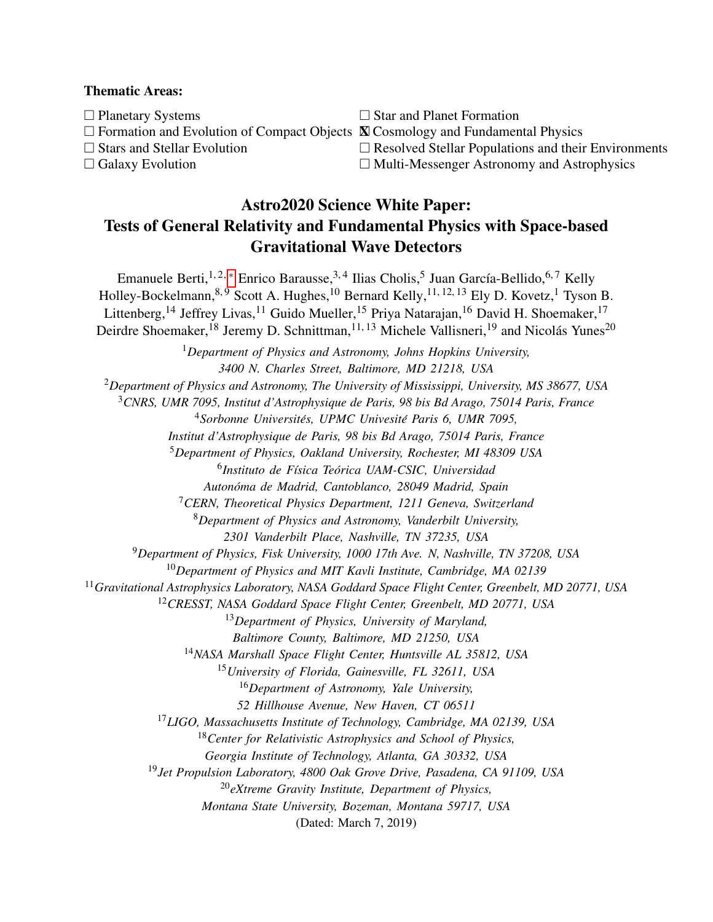**Thematic Areas:**

☐ Planetary Systems
☐ Formation and Evolution of Compact Objects
☐ Stars and Stellar Evolution
☐ Galaxy Evolution
☐ Star and Planet Formation
☒ Cosmology and Fundamental Physics
☐ Resolved Stellar Populations and their Environments
☐ Multi-Messenger Astronomy and Astrophysics

# Astro2020 Science White Paper: Tests of General Relativity and Fundamental Physics with Space-based Gravitational Wave Detectors

Emanuele Berti,[1,2,*] Enrico Barausse,[3,4] Ilias Cholis,[5] Juan García-Bellido,[6,7] Kelly Holley-Bockelmann,[8,9] Scott A. Hughes,[10] Bernard Kelly,[11,12,13] Ely D. Kovetz,[1] Tyson B. Littenberg,[14] Jeffrey Livas,[11] Guido Mueller,[15] Priya Natarajan,[16] David H. Shoemaker,[17] Deirdre Shoemaker,[18] Jeremy D. Schnittman,[11,13] Michele Vallisneri,[19] and Nicolás Yunes[20]

[1]*Department of Physics and Astronomy, Johns Hopkins University, 3400 N. Charles Street, Baltimore, MD 21218, USA*
[2]*Department of Physics and Astronomy, The University of Mississippi, University, MS 38677, USA*
[3]*CNRS, UMR 7095, Institut d'Astrophysique de Paris, 98 bis Bd Arago, 75014 Paris, France*
[4]*Sorbonne Universités, UPMC Univesité Paris 6, UMR 7095, Institut d'Astrophysique de Paris, 98 bis Bd Arago, 75014 Paris, France*
[5]*Department of Physics, Oakland University, Rochester, MI 48309 USA*
[6]*Instituto de Física Teórica UAM-CSIC, Universidad Autonóma de Madrid, Cantoblanco, 28049 Madrid, Spain*
[7]*CERN, Theoretical Physics Department, 1211 Geneva, Switzerland*
[8]*Department of Physics and Astronomy, Vanderbilt University, 2301 Vanderbilt Place, Nashville, TN 37235, USA*
[9]*Department of Physics, Fisk University, 1000 17th Ave. N, Nashville, TN 37208, USA*
[10]*Department of Physics and MIT Kavli Institute, Cambridge, MA 02139*
[11]*Gravitational Astrophysics Laboratory, NASA Goddard Space Flight Center, Greenbelt, MD 20771, USA*
[12]*CRESST, NASA Goddard Space Flight Center, Greenbelt, MD 20771, USA*
[13]*Department of Physics, University of Maryland, Baltimore County, Baltimore, MD 21250, USA*
[14]*NASA Marshall Space Flight Center, Huntsville AL 35812, USA*
[15]*University of Florida, Gainesville, FL 32611, USA*
[16]*Department of Astronomy, Yale University, 52 Hillhouse Avenue, New Haven, CT 06511*
[17]*LIGO, Massachusetts Institute of Technology, Cambridge, MA 02139, USA*
[18]*Center for Relativistic Astrophysics and School of Physics, Georgia Institute of Technology, Atlanta, GA 30332, USA*
[19]*Jet Propulsion Laboratory, 4800 Oak Grove Drive, Pasadena, CA 91109, USA*
[20]*eXtreme Gravity Institute, Department of Physics, Montana State University, Bozeman, Montana 59717, USA*

(Dated: March 7, 2019)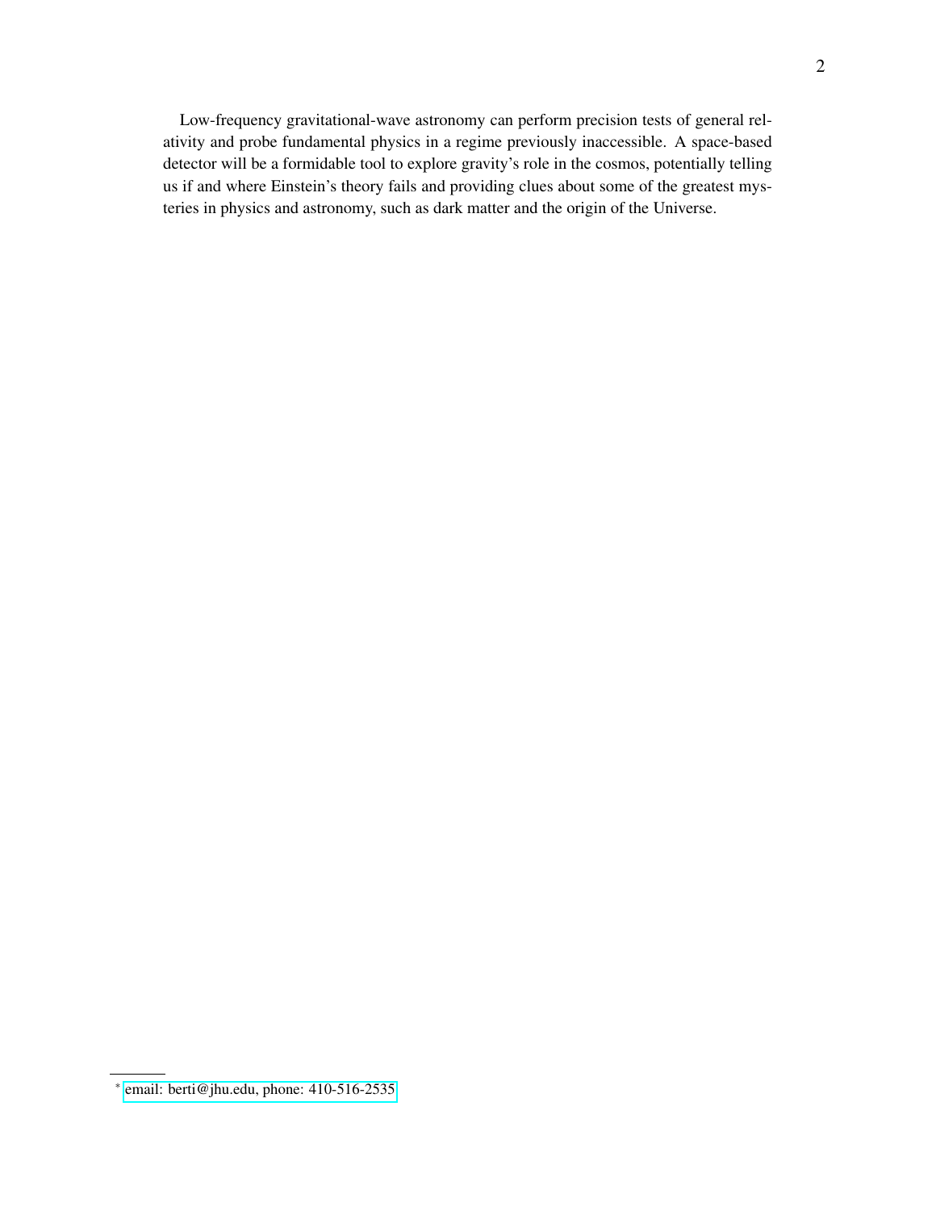Low-frequency gravitational-wave astronomy can perform precision tests of general relativity and probe fundamental physics in a regime previously inaccessible. A space-based detector will be a formidable tool to explore gravity's role in the cosmos, potentially telling us if and where Einstein's theory fails and providing clues about some of the greatest mysteries in physics and astronomy, such as dark matter and the origin of the Universe.

---

[*] email: berti@jhu.edu, phone: 410-516-2535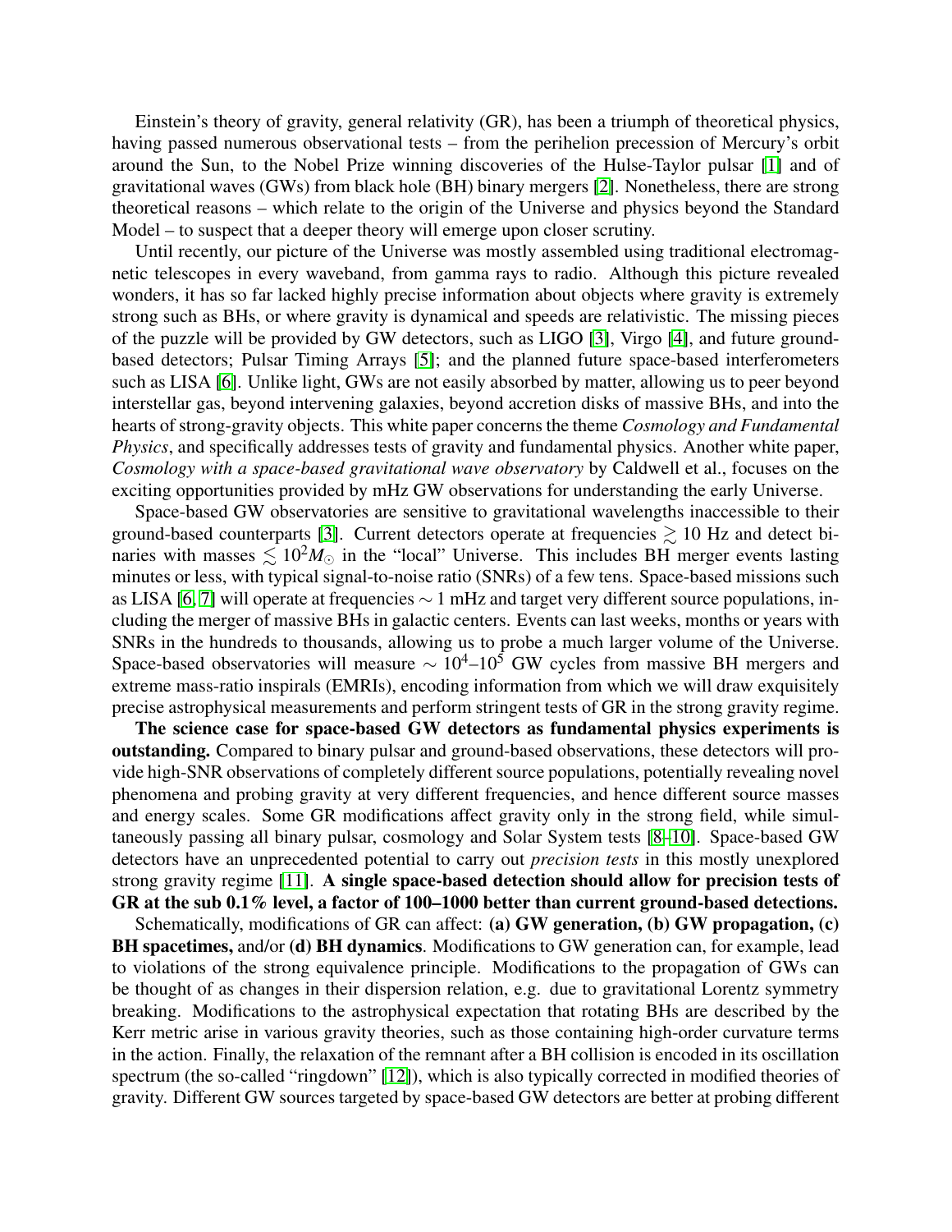Einstein's theory of gravity, general relativity (GR), has been a triumph of theoretical physics, having passed numerous observational tests – from the perihelion precession of Mercury's orbit around the Sun, to the Nobel Prize winning discoveries of the Hulse-Taylor pulsar [1] and of gravitational waves (GWs) from black hole (BH) binary mergers [2]. Nonetheless, there are strong theoretical reasons – which relate to the origin of the Universe and physics beyond the Standard Model – to suspect that a deeper theory will emerge upon closer scrutiny.

Until recently, our picture of the Universe was mostly assembled using traditional electromagnetic telescopes in every waveband, from gamma rays to radio. Although this picture revealed wonders, it has so far lacked highly precise information about objects where gravity is extremely strong such as BHs, or where gravity is dynamical and speeds are relativistic. The missing pieces of the puzzle will be provided by GW detectors, such as LIGO [3], Virgo [4], and future ground-based detectors; Pulsar Timing Arrays [5]; and the planned future space-based interferometers such as LISA [6]. Unlike light, GWs are not easily absorbed by matter, allowing us to peer beyond interstellar gas, beyond intervening galaxies, beyond accretion disks of massive BHs, and into the hearts of strong-gravity objects. This white paper concerns the theme *Cosmology and Fundamental Physics*, and specifically addresses tests of gravity and fundamental physics. Another white paper, *Cosmology with a space-based gravitational wave observatory* by Caldwell et al., focuses on the exciting opportunities provided by mHz GW observations for understanding the early Universe.

Space-based GW observatories are sensitive to gravitational wavelengths inaccessible to their ground-based counterparts [3]. Current detectors operate at frequencies $\gtrsim 10$ Hz and detect binaries with masses $\lesssim 10^2 M_\odot$ in the "local" Universe. This includes BH merger events lasting minutes or less, with typical signal-to-noise ratio (SNRs) of a few tens. Space-based missions such as LISA [6, 7] will operate at frequencies $\sim 1$ mHz and target very different source populations, including the merger of massive BHs in galactic centers. Events can last weeks, months or years with SNRs in the hundreds to thousands, allowing us to probe a much larger volume of the Universe. Space-based observatories will measure $\sim 10^4$–$10^5$ GW cycles from massive BH mergers and extreme mass-ratio inspirals (EMRIs), encoding information from which we will draw exquisitely precise astrophysical measurements and perform stringent tests of GR in the strong gravity regime.

**The science case for space-based GW detectors as fundamental physics experiments is outstanding.** Compared to binary pulsar and ground-based observations, these detectors will provide high-SNR observations of completely different source populations, potentially revealing novel phenomena and probing gravity at very different frequencies, and hence different source masses and energy scales. Some GR modifications affect gravity only in the strong field, while simultaneously passing all binary pulsar, cosmology and Solar System tests [8–10]. Space-based GW detectors have an unprecedented potential to carry out *precision tests* in this mostly unexplored strong gravity regime [11]. **A single space-based detection should allow for precision tests of GR at the sub 0.1% level, a factor of 100–1000 better than current ground-based detections.**

Schematically, modifications of GR can affect: **(a) GW generation, (b) GW propagation, (c) BH spacetimes,** and/or **(d) BH dynamics**. Modifications to GW generation can, for example, lead to violations of the strong equivalence principle. Modifications to the propagation of GWs can be thought of as changes in their dispersion relation, e.g. due to gravitational Lorentz symmetry breaking. Modifications to the astrophysical expectation that rotating BHs are described by the Kerr metric arise in various gravity theories, such as those containing high-order curvature terms in the action. Finally, the relaxation of the remnant after a BH collision is encoded in its oscillation spectrum (the so-called "ringdown" [12]), which is also typically corrected in modified theories of gravity. Different GW sources targeted by space-based GW detectors are better at probing different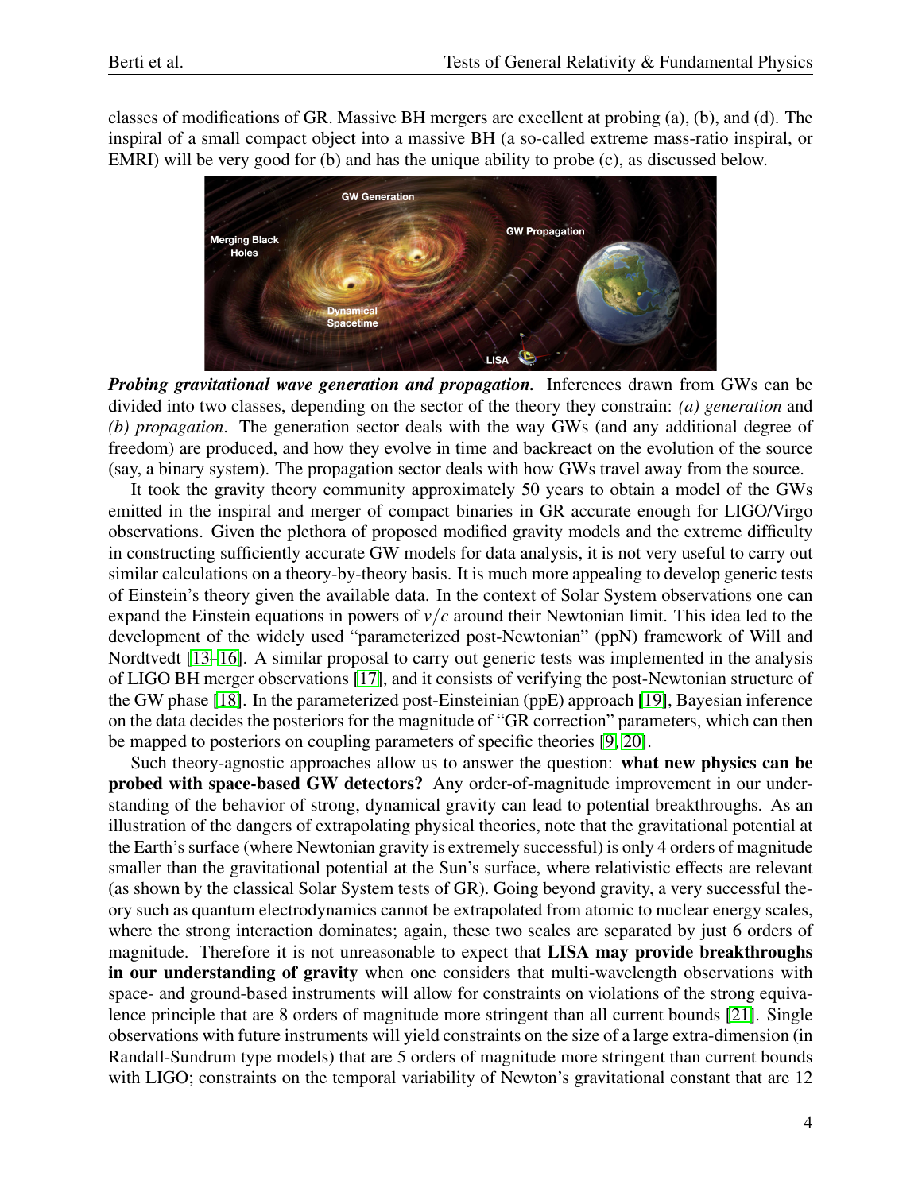classes of modifications of GR. Massive BH mergers are excellent at probing (a), (b), and (d). The inspiral of a small compact object into a massive BH (a so-called extreme mass-ratio inspiral, or EMRI) will be very good for (b) and has the unique ability to probe (c), as discussed below.

***Probing gravitational wave generation and propagation.*** Inferences drawn from GWs can be divided into two classes, depending on the sector of the theory they constrain: *(a) generation* and *(b) propagation*. The generation sector deals with the way GWs (and any additional degree of freedom) are produced, and how they evolve in time and backreact on the evolution of the source (say, a binary system). The propagation sector deals with how GWs travel away from the source.

It took the gravity theory community approximately 50 years to obtain a model of the GWs emitted in the inspiral and merger of compact binaries in GR accurate enough for LIGO/Virgo observations. Given the plethora of proposed modified gravity models and the extreme difficulty in constructing sufficiently accurate GW models for data analysis, it is not very useful to carry out similar calculations on a theory-by-theory basis. It is much more appealing to develop generic tests of Einstein's theory given the available data. In the context of Solar System observations one can expand the Einstein equations in powers of $v/c$ around their Newtonian limit. This idea led to the development of the widely used "parameterized post-Newtonian" (ppN) framework of Will and Nordtvedt [13–16]. A similar proposal to carry out generic tests was implemented in the analysis of LIGO BH merger observations [17], and it consists of verifying the post-Newtonian structure of the GW phase [18]. In the parameterized post-Einsteinian (ppE) approach [19], Bayesian inference on the data decides the posteriors for the magnitude of "GR correction" parameters, which can then be mapped to posteriors on coupling parameters of specific theories [9, 20].

Such theory-agnostic approaches allow us to answer the question: **what new physics can be probed with space-based GW detectors?** Any order-of-magnitude improvement in our understanding of the behavior of strong, dynamical gravity can lead to potential breakthroughs. As an illustration of the dangers of extrapolating physical theories, note that the gravitational potential at the Earth's surface (where Newtonian gravity is extremely successful) is only 4 orders of magnitude smaller than the gravitational potential at the Sun's surface, where relativistic effects are relevant (as shown by the classical Solar System tests of GR). Going beyond gravity, a very successful theory such as quantum electrodynamics cannot be extrapolated from atomic to nuclear energy scales, where the strong interaction dominates; again, these two scales are separated by just 6 orders of magnitude. Therefore it is not unreasonable to expect that **LISA may provide breakthroughs in our understanding of gravity** when one considers that multi-wavelength observations with space- and ground-based instruments will allow for constraints on violations of the strong equivalence principle that are 8 orders of magnitude more stringent than all current bounds [21]. Single observations with future instruments will yield constraints on the size of a large extra-dimension (in Randall-Sundrum type models) that are 5 orders of magnitude more stringent than current bounds with LIGO; constraints on the temporal variability of Newton's gravitational constant that are 12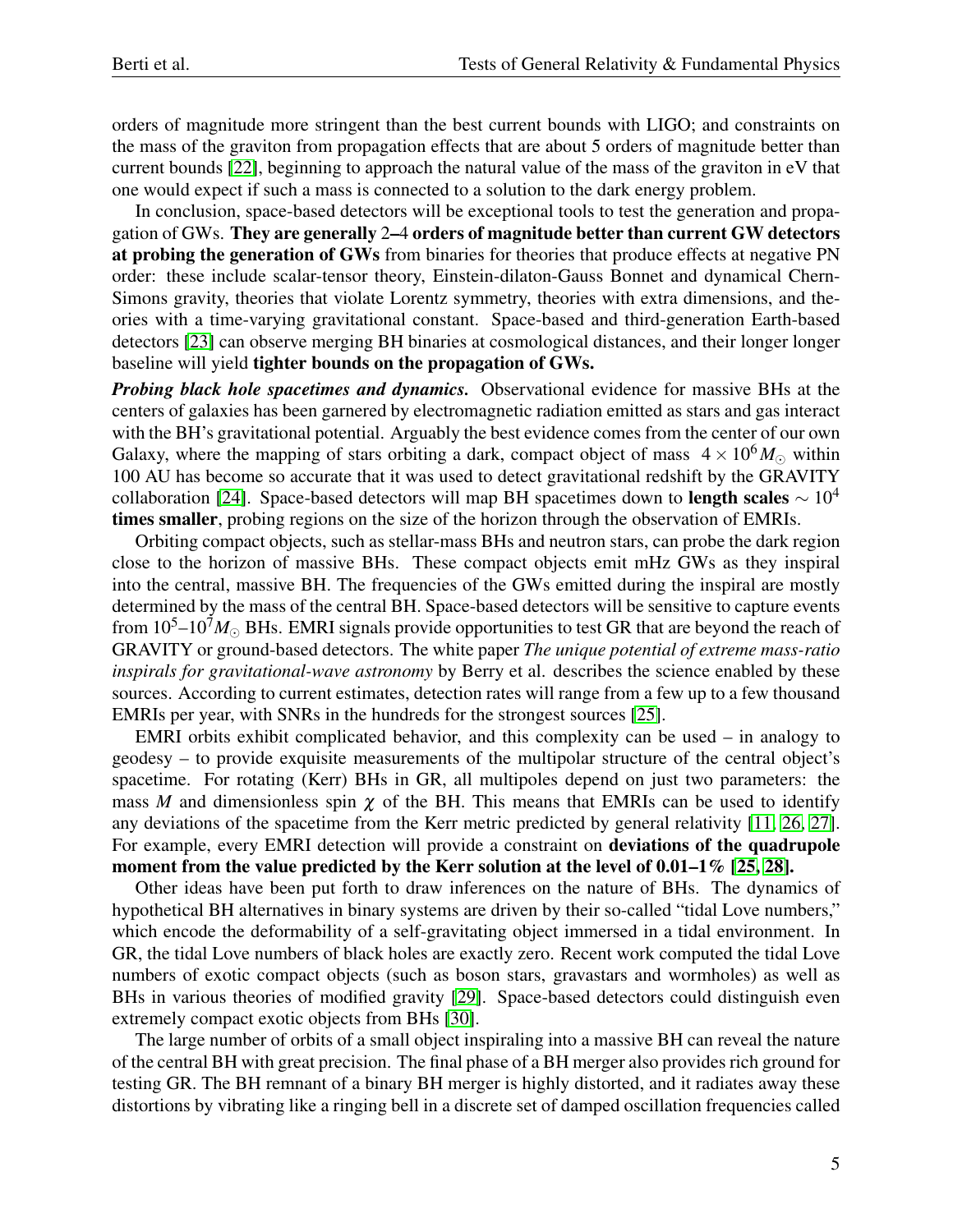orders of magnitude more stringent than the best current bounds with LIGO; and constraints on the mass of the graviton from propagation effects that are about 5 orders of magnitude better than current bounds [22], beginning to approach the natural value of the mass of the graviton in eV that one would expect if such a mass is connected to a solution to the dark energy problem.

In conclusion, space-based detectors will be exceptional tools to test the generation and propagation of GWs. **They are generally 2–4 orders of magnitude better than current GW detectors at probing the generation of GWs** from binaries for theories that produce effects at negative PN order: these include scalar-tensor theory, Einstein-dilaton-Gauss Bonnet and dynamical Chern-Simons gravity, theories that violate Lorentz symmetry, theories with extra dimensions, and theories with a time-varying gravitational constant. Space-based and third-generation Earth-based detectors [23] can observe merging BH binaries at cosmological distances, and their longer longer baseline will yield **tighter bounds on the propagation of GWs.**

***Probing black hole spacetimes and dynamics.*** Observational evidence for massive BHs at the centers of galaxies has been garnered by electromagnetic radiation emitted as stars and gas interact with the BH's gravitational potential. Arguably the best evidence comes from the center of our own Galaxy, where the mapping of stars orbiting a dark, compact object of mass $4 \times 10^6 M_\odot$ within 100 AU has become so accurate that it was used to detect gravitational redshift by the GRAVITY collaboration [24]. Space-based detectors will map BH spacetimes down to **length scales $\sim 10^4$ times smaller**, probing regions on the size of the horizon through the observation of EMRIs.

Orbiting compact objects, such as stellar-mass BHs and neutron stars, can probe the dark region close to the horizon of massive BHs. These compact objects emit mHz GWs as they inspiral into the central, massive BH. The frequencies of the GWs emitted during the inspiral are mostly determined by the mass of the central BH. Space-based detectors will be sensitive to capture events from $10^5$–$10^7 M_\odot$ BHs. EMRI signals provide opportunities to test GR that are beyond the reach of GRAVITY or ground-based detectors. The white paper *The unique potential of extreme mass-ratio inspirals for gravitational-wave astronomy* by Berry et al. describes the science enabled by these sources. According to current estimates, detection rates will range from a few up to a few thousand EMRIs per year, with SNRs in the hundreds for the strongest sources [25].

EMRI orbits exhibit complicated behavior, and this complexity can be used – in analogy to geodesy – to provide exquisite measurements of the multipolar structure of the central object's spacetime. For rotating (Kerr) BHs in GR, all multipoles depend on just two parameters: the mass $M$ and dimensionless spin $\chi$ of the BH. This means that EMRIs can be used to identify any deviations of the spacetime from the Kerr metric predicted by general relativity [11, 26, 27]. For example, every EMRI detection will provide a constraint on **deviations of the quadrupole moment from the value predicted by the Kerr solution at the level of 0.01–1% [25, 28].**

Other ideas have been put forth to draw inferences on the nature of BHs. The dynamics of hypothetical BH alternatives in binary systems are driven by their so-called "tidal Love numbers," which encode the deformability of a self-gravitating object immersed in a tidal environment. In GR, the tidal Love numbers of black holes are exactly zero. Recent work computed the tidal Love numbers of exotic compact objects (such as boson stars, gravastars and wormholes) as well as BHs in various theories of modified gravity [29]. Space-based detectors could distinguish even extremely compact exotic objects from BHs [30].

The large number of orbits of a small object inspiraling into a massive BH can reveal the nature of the central BH with great precision. The final phase of a BH merger also provides rich ground for testing GR. The BH remnant of a binary BH merger is highly distorted, and it radiates away these distortions by vibrating like a ringing bell in a discrete set of damped oscillation frequencies called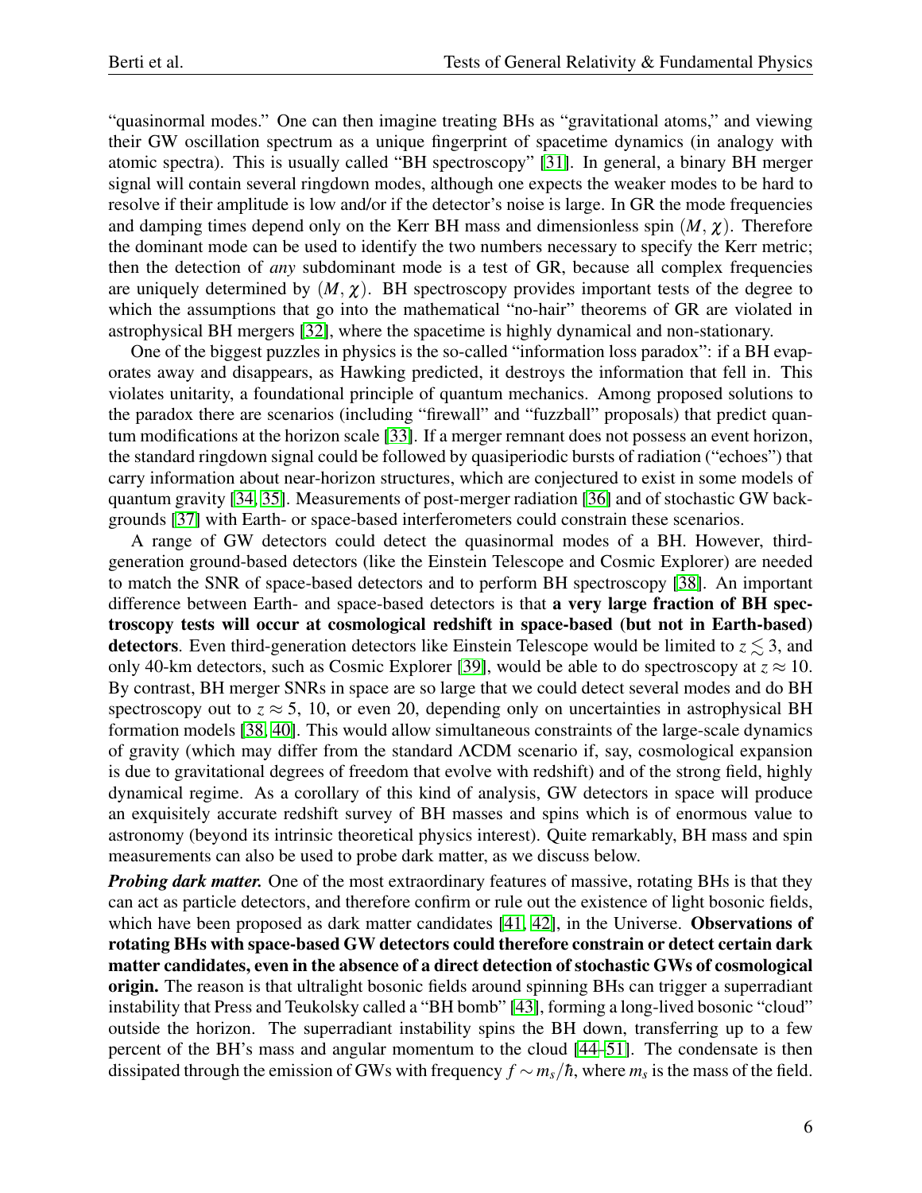"quasinormal modes." One can then imagine treating BHs as "gravitational atoms," and viewing their GW oscillation spectrum as a unique fingerprint of spacetime dynamics (in analogy with atomic spectra). This is usually called "BH spectroscopy" [31]. In general, a binary BH merger signal will contain several ringdown modes, although one expects the weaker modes to be hard to resolve if their amplitude is low and/or if the detector's noise is large. In GR the mode frequencies and damping times depend only on the Kerr BH mass and dimensionless spin $(M, \chi)$. Therefore the dominant mode can be used to identify the two numbers necessary to specify the Kerr metric; then the detection of *any* subdominant mode is a test of GR, because all complex frequencies are uniquely determined by $(M, \chi)$. BH spectroscopy provides important tests of the degree to which the assumptions that go into the mathematical "no-hair" theorems of GR are violated in astrophysical BH mergers [32], where the spacetime is highly dynamical and non-stationary.

One of the biggest puzzles in physics is the so-called "information loss paradox": if a BH evaporates away and disappears, as Hawking predicted, it destroys the information that fell in. This violates unitarity, a foundational principle of quantum mechanics. Among proposed solutions to the paradox there are scenarios (including "firewall" and "fuzzball" proposals) that predict quantum modifications at the horizon scale [33]. If a merger remnant does not possess an event horizon, the standard ringdown signal could be followed by quasiperiodic bursts of radiation ("echoes") that carry information about near-horizon structures, which are conjectured to exist in some models of quantum gravity [34, 35]. Measurements of post-merger radiation [36] and of stochastic GW backgrounds [37] with Earth- or space-based interferometers could constrain these scenarios.

A range of GW detectors could detect the quasinormal modes of a BH. However, third-generation ground-based detectors (like the Einstein Telescope and Cosmic Explorer) are needed to match the SNR of space-based detectors and to perform BH spectroscopy [38]. An important difference between Earth- and space-based detectors is that **a very large fraction of BH spectroscopy tests will occur at cosmological redshift in space-based (but not in Earth-based) detectors**. Even third-generation detectors like Einstein Telescope would be limited to $z \lesssim 3$, and only 40-km detectors, such as Cosmic Explorer [39], would be able to do spectroscopy at $z \approx 10$. By contrast, BH merger SNRs in space are so large that we could detect several modes and do BH spectroscopy out to $z \approx 5$, 10, or even 20, depending only on uncertainties in astrophysical BH formation models [38, 40]. This would allow simultaneous constraints of the large-scale dynamics of gravity (which may differ from the standard $\Lambda$CDM scenario if, say, cosmological expansion is due to gravitational degrees of freedom that evolve with redshift) and of the strong field, highly dynamical regime. As a corollary of this kind of analysis, GW detectors in space will produce an exquisitely accurate redshift survey of BH masses and spins which is of enormous value to astronomy (beyond its intrinsic theoretical physics interest). Quite remarkably, BH mass and spin measurements can also be used to probe dark matter, as we discuss below.

***Probing dark matter.*** One of the most extraordinary features of massive, rotating BHs is that they can act as particle detectors, and therefore confirm or rule out the existence of light bosonic fields, which have been proposed as dark matter candidates [41, 42], in the Universe. **Observations of rotating BHs with space-based GW detectors could therefore constrain or detect certain dark matter candidates, even in the absence of a direct detection of stochastic GWs of cosmological origin.** The reason is that ultralight bosonic fields around spinning BHs can trigger a superradiant instability that Press and Teukolsky called a "BH bomb" [43], forming a long-lived bosonic "cloud" outside the horizon. The superradiant instability spins the BH down, transferring up to a few percent of the BH's mass and angular momentum to the cloud [44–51]. The condensate is then dissipated through the emission of GWs with frequency $f \sim m_s/\hbar$, where $m_s$ is the mass of the field.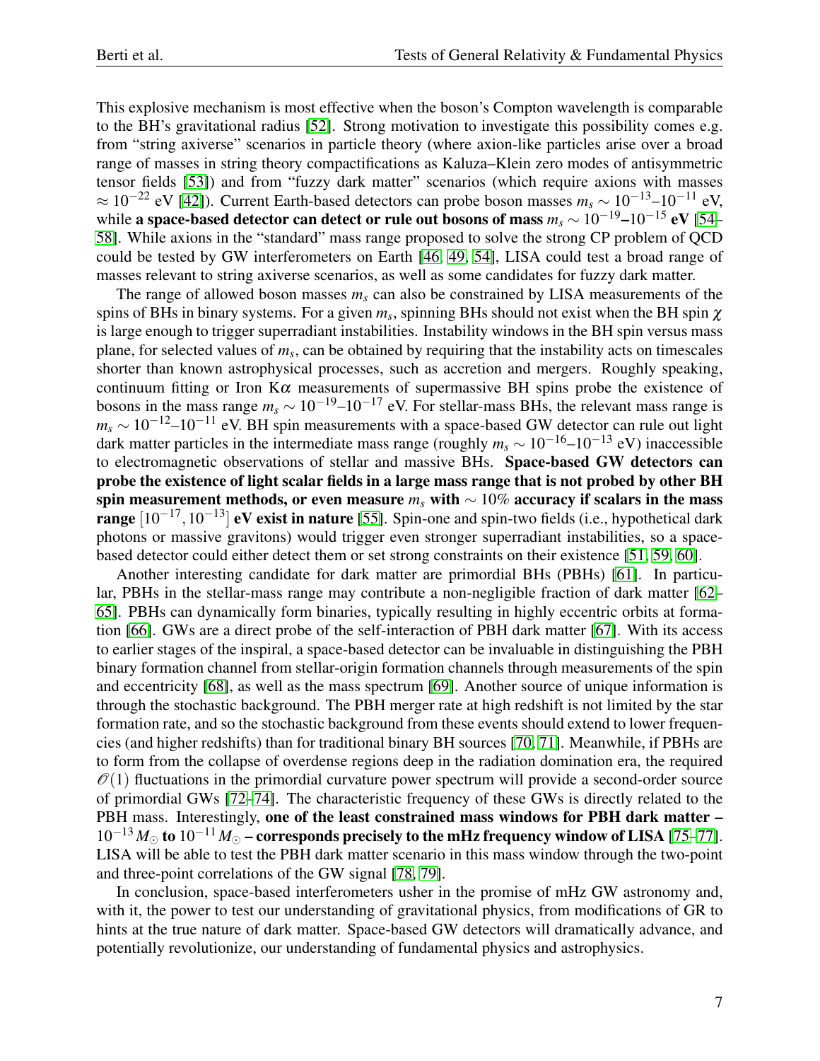This explosive mechanism is most effective when the boson's Compton wavelength is comparable to the BH's gravitational radius [52]. Strong motivation to investigate this possibility comes e.g. from "string axiverse" scenarios in particle theory (where axion-like particles arise over a broad range of masses in string theory compactifications as Kaluza–Klein zero modes of antisymmetric tensor fields [53]) and from "fuzzy dark matter" scenarios (which require axions with masses $\approx 10^{-22}$ eV [42]). Current Earth-based detectors can probe boson masses $m_s \sim 10^{-13}$–$10^{-11}$ eV, while **a space-based detector can detect or rule out bosons of mass $m_s \sim 10^{-19}$–$10^{-15}$ eV** [54–58]. While axions in the "standard" mass range proposed to solve the strong CP problem of QCD could be tested by GW interferometers on Earth [46, 49, 54], LISA could test a broad range of masses relevant to string axiverse scenarios, as well as some candidates for fuzzy dark matter.

The range of allowed boson masses $m_s$ can also be constrained by LISA measurements of the spins of BHs in binary systems. For a given $m_s$, spinning BHs should not exist when the BH spin $\chi$ is large enough to trigger superradiant instabilities. Instability windows in the BH spin versus mass plane, for selected values of $m_s$, can be obtained by requiring that the instability acts on timescales shorter than known astrophysical processes, such as accretion and mergers. Roughly speaking, continuum fitting or Iron K$\alpha$ measurements of supermassive BH spins probe the existence of bosons in the mass range $m_s \sim 10^{-19}$–$10^{-17}$ eV. For stellar-mass BHs, the relevant mass range is $m_s \sim 10^{-12}$–$10^{-11}$ eV. BH spin measurements with a space-based GW detector can rule out light dark matter particles in the intermediate mass range (roughly $m_s \sim 10^{-16}$–$10^{-13}$ eV) inaccessible to electromagnetic observations of stellar and massive BHs. **Space-based GW detectors can probe the existence of light scalar fields in a large mass range that is not probed by other BH spin measurement methods, or even measure $m_s$ with $\sim 10\%$ accuracy if scalars in the mass range $[10^{-17}, 10^{-13}]$ eV exist in nature** [55]. Spin-one and spin-two fields (i.e., hypothetical dark photons or massive gravitons) would trigger even stronger superradiant instabilities, so a space-based detector could either detect them or set strong constraints on their existence [51, 59, 60].

Another interesting candidate for dark matter are primordial BHs (PBHs) [61]. In particular, PBHs in the stellar-mass range may contribute a non-negligible fraction of dark matter [62–65]. PBHs can dynamically form binaries, typically resulting in highly eccentric orbits at formation [66]. GWs are a direct probe of the self-interaction of PBH dark matter [67]. With its access to earlier stages of the inspiral, a space-based detector can be invaluable in distinguishing the PBH binary formation channel from stellar-origin formation channels through measurements of the spin and eccentricity [68], as well as the mass spectrum [69]. Another source of unique information is through the stochastic background. The PBH merger rate at high redshift is not limited by the star formation rate, and so the stochastic background from these events should extend to lower frequencies (and higher redshifts) than for traditional binary BH sources [70, 71]. Meanwhile, if PBHs are to form from the collapse of overdense regions deep in the radiation domination era, the required $\mathscr{O}(1)$ fluctuations in the primordial curvature power spectrum will provide a second-order source of primordial GWs [72–74]. The characteristic frequency of these GWs is directly related to the PBH mass. Interestingly, **one of the least constrained mass windows for PBH dark matter – $10^{-13} M_\odot$ to $10^{-11} M_\odot$ – corresponds precisely to the mHz frequency window of LISA** [75–77]. LISA will be able to test the PBH dark matter scenario in this mass window through the two-point and three-point correlations of the GW signal [78, 79].

In conclusion, space-based interferometers usher in the promise of mHz GW astronomy and, with it, the power to test our understanding of gravitational physics, from modifications of GR to hints at the true nature of dark matter. Space-based GW detectors will dramatically advance, and potentially revolutionize, our understanding of fundamental physics and astrophysics.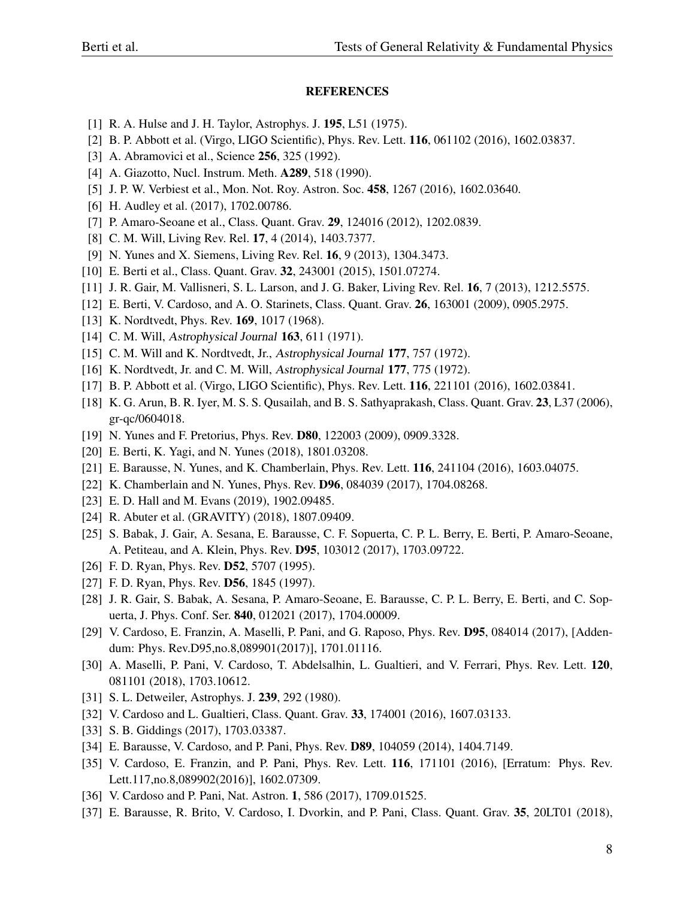## REFERENCES

[1] R. A. Hulse and J. H. Taylor, Astrophys. J. **195**, L51 (1975).

[2] B. P. Abbott et al. (Virgo, LIGO Scientific), Phys. Rev. Lett. **116**, 061102 (2016), 1602.03837.

[3] A. Abramovici et al., Science **256**, 325 (1992).

[4] A. Giazotto, Nucl. Instrum. Meth. **A289**, 518 (1990).

[5] J. P. W. Verbiest et al., Mon. Not. Roy. Astron. Soc. **458**, 1267 (2016), 1602.03640.

[6] H. Audley et al. (2017), 1702.00786.

[7] P. Amaro-Seoane et al., Class. Quant. Grav. **29**, 124016 (2012), 1202.0839.

[8] C. M. Will, Living Rev. Rel. **17**, 4 (2014), 1403.7377.

[9] N. Yunes and X. Siemens, Living Rev. Rel. **16**, 9 (2013), 1304.3473.

[10] E. Berti et al., Class. Quant. Grav. **32**, 243001 (2015), 1501.07274.

[11] J. R. Gair, M. Vallisneri, S. L. Larson, and J. G. Baker, Living Rev. Rel. **16**, 7 (2013), 1212.5575.

[12] E. Berti, V. Cardoso, and A. O. Starinets, Class. Quant. Grav. **26**, 163001 (2009), 0905.2975.

[13] K. Nordtvedt, Phys. Rev. **169**, 1017 (1968).

[14] C. M. Will, *Astrophysical Journal* **163**, 611 (1971).

[15] C. M. Will and K. Nordtvedt, Jr., *Astrophysical Journal* **177**, 757 (1972).

[16] K. Nordtvedt, Jr. and C. M. Will, *Astrophysical Journal* **177**, 775 (1972).

[17] B. P. Abbott et al. (Virgo, LIGO Scientific), Phys. Rev. Lett. **116**, 221101 (2016), 1602.03841.

[18] K. G. Arun, B. R. Iyer, M. S. S. Qusailah, and B. S. Sathyaprakash, Class. Quant. Grav. **23**, L37 (2006), gr-qc/0604018.

[19] N. Yunes and F. Pretorius, Phys. Rev. **D80**, 122003 (2009), 0909.3328.

[20] E. Berti, K. Yagi, and N. Yunes (2018), 1801.03208.

[21] E. Barausse, N. Yunes, and K. Chamberlain, Phys. Rev. Lett. **116**, 241104 (2016), 1603.04075.

[22] K. Chamberlain and N. Yunes, Phys. Rev. **D96**, 084039 (2017), 1704.08268.

[23] E. D. Hall and M. Evans (2019), 1902.09485.

[24] R. Abuter et al. (GRAVITY) (2018), 1807.09409.

[25] S. Babak, J. Gair, A. Sesana, E. Barausse, C. F. Sopuerta, C. P. L. Berry, E. Berti, P. Amaro-Seoane, A. Petiteau, and A. Klein, Phys. Rev. **D95**, 103012 (2017), 1703.09722.

[26] F. D. Ryan, Phys. Rev. **D52**, 5707 (1995).

[27] F. D. Ryan, Phys. Rev. **D56**, 1845 (1997).

[28] J. R. Gair, S. Babak, A. Sesana, P. Amaro-Seoane, E. Barausse, C. P. L. Berry, E. Berti, and C. Sopuerta, J. Phys. Conf. Ser. **840**, 012021 (2017), 1704.00009.

[29] V. Cardoso, E. Franzin, A. Maselli, P. Pani, and G. Raposo, Phys. Rev. **D95**, 084014 (2017), [Addendum: Phys. Rev.D95,no.8,089901(2017)], 1701.01116.

[30] A. Maselli, P. Pani, V. Cardoso, T. Abdelsalhin, L. Gualtieri, and V. Ferrari, Phys. Rev. Lett. **120**, 081101 (2018), 1703.10612.

[31] S. L. Detweiler, Astrophys. J. **239**, 292 (1980).

[32] V. Cardoso and L. Gualtieri, Class. Quant. Grav. **33**, 174001 (2016), 1607.03133.

[33] S. B. Giddings (2017), 1703.03387.

[34] E. Barausse, V. Cardoso, and P. Pani, Phys. Rev. **D89**, 104059 (2014), 1404.7149.

[35] V. Cardoso, E. Franzin, and P. Pani, Phys. Rev. Lett. **116**, 171101 (2016), [Erratum: Phys. Rev. Lett.117,no.8,089902(2016)], 1602.07309.

[36] V. Cardoso and P. Pani, Nat. Astron. **1**, 586 (2017), 1709.01525.

[37] E. Barausse, R. Brito, V. Cardoso, I. Dvorkin, and P. Pani, Class. Quant. Grav. **35**, 20LT01 (2018),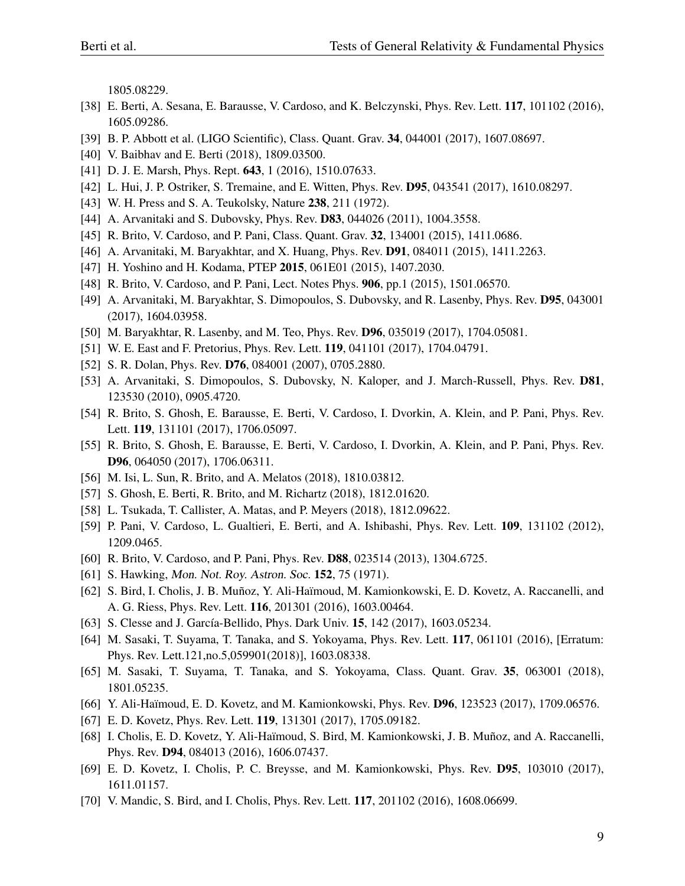1805.08229.

[38] E. Berti, A. Sesana, E. Barausse, V. Cardoso, and K. Belczynski, Phys. Rev. Lett. **117**, 101102 (2016), 1605.09286.

[39] B. P. Abbott et al. (LIGO Scientific), Class. Quant. Grav. **34**, 044001 (2017), 1607.08697.

[40] V. Baibhav and E. Berti (2018), 1809.03500.

[41] D. J. E. Marsh, Phys. Rept. **643**, 1 (2016), 1510.07633.

[42] L. Hui, J. P. Ostriker, S. Tremaine, and E. Witten, Phys. Rev. **D95**, 043541 (2017), 1610.08297.

[43] W. H. Press and S. A. Teukolsky, Nature **238**, 211 (1972).

[44] A. Arvanitaki and S. Dubovsky, Phys. Rev. **D83**, 044026 (2011), 1004.3558.

[45] R. Brito, V. Cardoso, and P. Pani, Class. Quant. Grav. **32**, 134001 (2015), 1411.0686.

[46] A. Arvanitaki, M. Baryakhtar, and X. Huang, Phys. Rev. **D91**, 084011 (2015), 1411.2263.

[47] H. Yoshino and H. Kodama, PTEP **2015**, 061E01 (2015), 1407.2030.

[48] R. Brito, V. Cardoso, and P. Pani, Lect. Notes Phys. **906**, pp.1 (2015), 1501.06570.

[49] A. Arvanitaki, M. Baryakhtar, S. Dimopoulos, S. Dubovsky, and R. Lasenby, Phys. Rev. **D95**, 043001 (2017), 1604.03958.

[50] M. Baryakhtar, R. Lasenby, and M. Teo, Phys. Rev. **D96**, 035019 (2017), 1704.05081.

[51] W. E. East and F. Pretorius, Phys. Rev. Lett. **119**, 041101 (2017), 1704.04791.

[52] S. R. Dolan, Phys. Rev. **D76**, 084001 (2007), 0705.2880.

[53] A. Arvanitaki, S. Dimopoulos, S. Dubovsky, N. Kaloper, and J. March-Russell, Phys. Rev. **D81**, 123530 (2010), 0905.4720.

[54] R. Brito, S. Ghosh, E. Barausse, E. Berti, V. Cardoso, I. Dvorkin, A. Klein, and P. Pani, Phys. Rev. Lett. **119**, 131101 (2017), 1706.05097.

[55] R. Brito, S. Ghosh, E. Barausse, E. Berti, V. Cardoso, I. Dvorkin, A. Klein, and P. Pani, Phys. Rev. **D96**, 064050 (2017), 1706.06311.

[56] M. Isi, L. Sun, R. Brito, and A. Melatos (2018), 1810.03812.

[57] S. Ghosh, E. Berti, R. Brito, and M. Richartz (2018), 1812.01620.

[58] L. Tsukada, T. Callister, A. Matas, and P. Meyers (2018), 1812.09622.

[59] P. Pani, V. Cardoso, L. Gualtieri, E. Berti, and A. Ishibashi, Phys. Rev. Lett. **109**, 131102 (2012), 1209.0465.

[60] R. Brito, V. Cardoso, and P. Pani, Phys. Rev. **D88**, 023514 (2013), 1304.6725.

[61] S. Hawking, *Mon. Not. Roy. Astron. Soc.* **152**, 75 (1971).

[62] S. Bird, I. Cholis, J. B. Muñoz, Y. Ali-Haïmoud, M. Kamionkowski, E. D. Kovetz, A. Raccanelli, and A. G. Riess, Phys. Rev. Lett. **116**, 201301 (2016), 1603.00464.

[63] S. Clesse and J. García-Bellido, Phys. Dark Univ. **15**, 142 (2017), 1603.05234.

[64] M. Sasaki, T. Suyama, T. Tanaka, and S. Yokoyama, Phys. Rev. Lett. **117**, 061101 (2016), [Erratum: Phys. Rev. Lett.121,no.5,059901(2018)], 1603.08338.

[65] M. Sasaki, T. Suyama, T. Tanaka, and S. Yokoyama, Class. Quant. Grav. **35**, 063001 (2018), 1801.05235.

[66] Y. Ali-Haïmoud, E. D. Kovetz, and M. Kamionkowski, Phys. Rev. **D96**, 123523 (2017), 1709.06576.

[67] E. D. Kovetz, Phys. Rev. Lett. **119**, 131301 (2017), 1705.09182.

[68] I. Cholis, E. D. Kovetz, Y. Ali-Haïmoud, S. Bird, M. Kamionkowski, J. B. Muñoz, and A. Raccanelli, Phys. Rev. **D94**, 084013 (2016), 1606.07437.

[69] E. D. Kovetz, I. Cholis, P. C. Breysse, and M. Kamionkowski, Phys. Rev. **D95**, 103010 (2017), 1611.01157.

[70] V. Mandic, S. Bird, and I. Cholis, Phys. Rev. Lett. **117**, 201102 (2016), 1608.06699.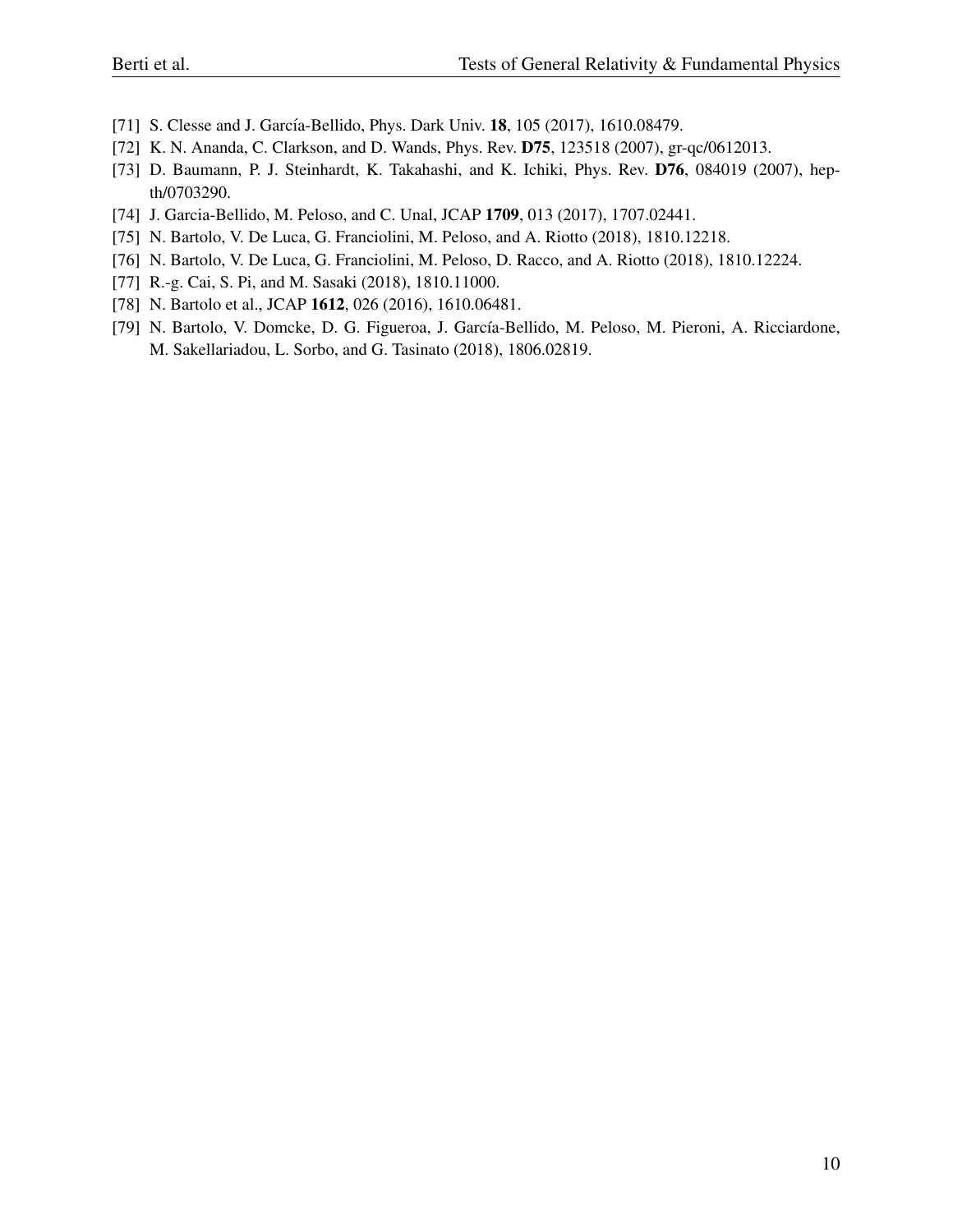[71] S. Clesse and J. García-Bellido, Phys. Dark Univ. **18**, 105 (2017), 1610.08479.

[72] K. N. Ananda, C. Clarkson, and D. Wands, Phys. Rev. **D75**, 123518 (2007), gr-qc/0612013.

[73] D. Baumann, P. J. Steinhardt, K. Takahashi, and K. Ichiki, Phys. Rev. **D76**, 084019 (2007), hep-th/0703290.

[74] J. Garcia-Bellido, M. Peloso, and C. Unal, JCAP **1709**, 013 (2017), 1707.02441.

[75] N. Bartolo, V. De Luca, G. Franciolini, M. Peloso, and A. Riotto (2018), 1810.12218.

[76] N. Bartolo, V. De Luca, G. Franciolini, M. Peloso, D. Racco, and A. Riotto (2018), 1810.12224.

[77] R.-g. Cai, S. Pi, and M. Sasaki (2018), 1810.11000.

[78] N. Bartolo et al., JCAP **1612**, 026 (2016), 1610.06481.

[79] N. Bartolo, V. Domcke, D. G. Figueroa, J. García-Bellido, M. Peloso, M. Pieroni, A. Ricciardone, M. Sakellariadou, L. Sorbo, and G. Tasinato (2018), 1806.02819.